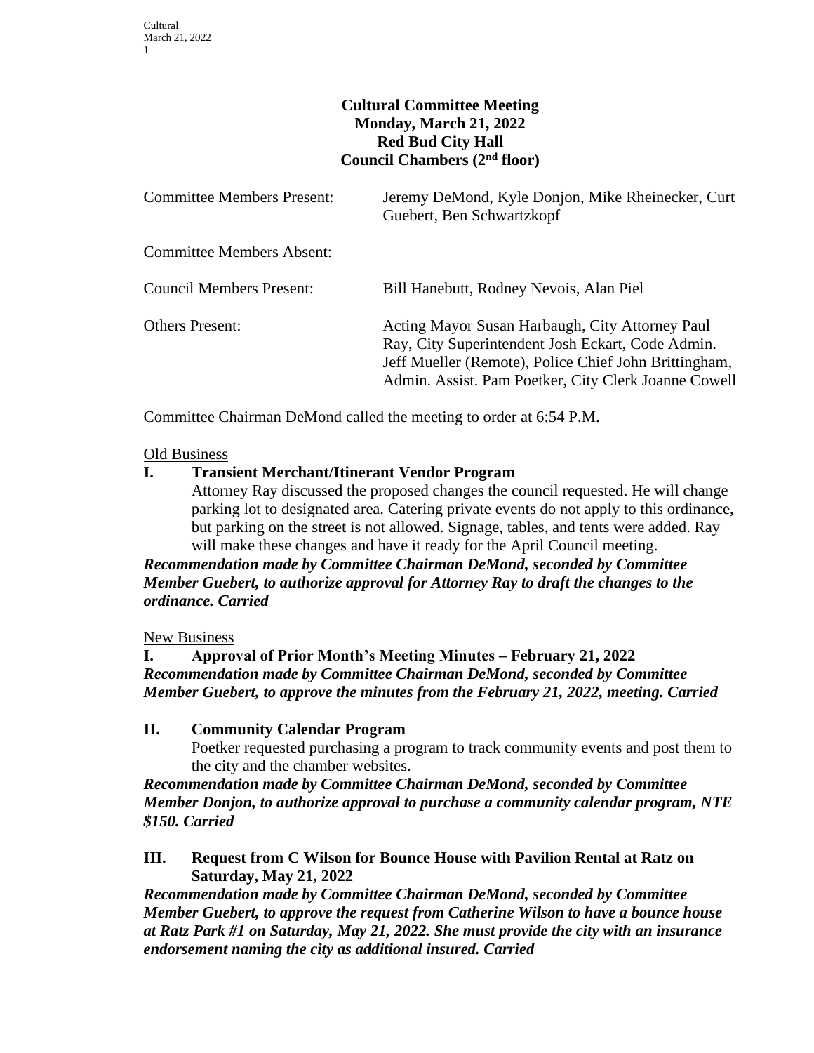**Cultural Committee Meeting**
**Monday, March 21, 2022**
**Red Bud City Hall**
**Council Chambers (2nd floor)**

| | |
|---|---|
| Committee Members Present: | Jeremy DeMond, Kyle Donjon, Mike Rheinecker, Curt Guebert, Ben Schwartzkopf |
| Committee Members Absent: | |
| Council Members Present: | Bill Hanebutt, Rodney Nevois, Alan Piel |
| Others Present: | Acting Mayor Susan Harbaugh, City Attorney Paul Ray, City Superintendent Josh Eckart, Code Admin. Jeff Mueller (Remote), Police Chief John Brittingham, Admin. Assist. Pam Poetker, City Clerk Joanne Cowell |

Committee Chairman DeMond called the meeting to order at 6:54 P.M.

Old Business

**I. Transient Merchant/Itinerant Vendor Program**

Attorney Ray discussed the proposed changes the council requested. He will change parking lot to designated area. Catering private events do not apply to this ordinance, but parking on the street is not allowed. Signage, tables, and tents were added. Ray will make these changes and have it ready for the April Council meeting.

***Recommendation made by Committee Chairman DeMond, seconded by Committee Member Guebert, to authorize approval for Attorney Ray to draft the changes to the ordinance. Carried***

New Business

**I. Approval of Prior Month's Meeting Minutes – February 21, 2022**

***Recommendation made by Committee Chairman DeMond, seconded by Committee Member Guebert, to approve the minutes from the February 21, 2022, meeting. Carried***

**II. Community Calendar Program**

Poetker requested purchasing a program to track community events and post them to the city and the chamber websites.

***Recommendation made by Committee Chairman DeMond, seconded by Committee Member Donjon, to authorize approval to purchase a community calendar program, NTE $150. Carried***

**III. Request from C Wilson for Bounce House with Pavilion Rental at Ratz on Saturday, May 21, 2022**

***Recommendation made by Committee Chairman DeMond, seconded by Committee Member Guebert, to approve the request from Catherine Wilson to have a bounce house at Ratz Park #1 on Saturday, May 21, 2022. She must provide the city with an insurance endorsement naming the city as additional insured. Carried***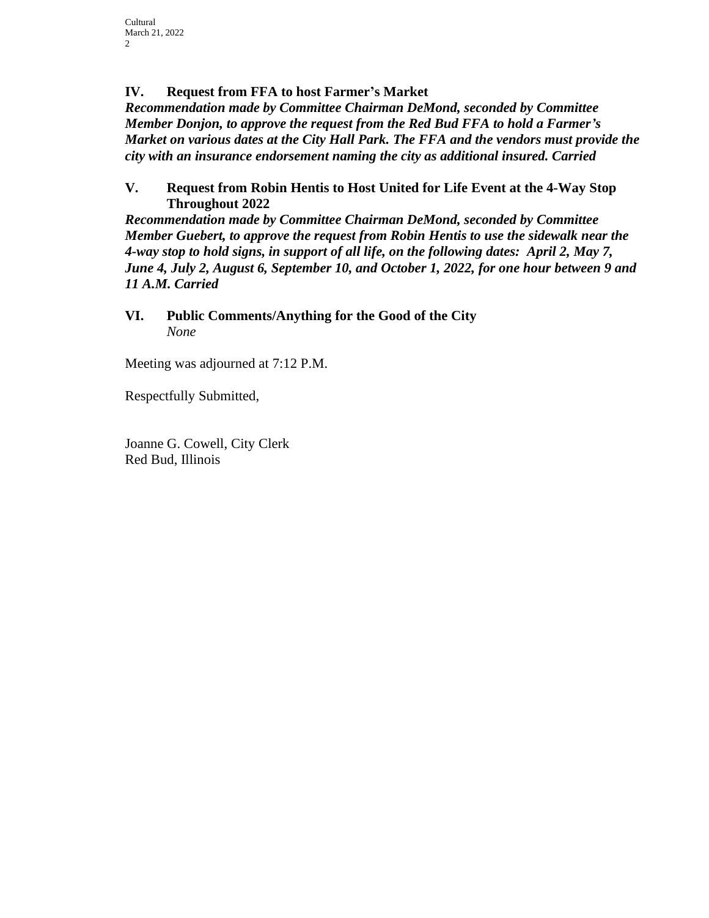## IV. Request from FFA to host Farmer's Market

***Recommendation made by Committee Chairman DeMond, seconded by Committee Member Donjon, to approve the request from the Red Bud FFA to hold a Farmer's Market on various dates at the City Hall Park. The FFA and the vendors must provide the city with an insurance endorsement naming the city as additional insured. Carried***

## V. Request from Robin Hentis to Host United for Life Event at the 4-Way Stop Throughout 2022

***Recommendation made by Committee Chairman DeMond, seconded by Committee Member Guebert, to approve the request from Robin Hentis to use the sidewalk near the 4-way stop to hold signs, in support of all life, on the following dates: April 2, May 7, June 4, July 2, August 6, September 10, and October 1, 2022, for one hour between 9 and 11 A.M. Carried***

## VI. Public Comments/Anything for the Good of the City

*None*

Meeting was adjourned at 7:12 P.M.

Respectfully Submitted,

Joanne G. Cowell, City Clerk
Red Bud, Illinois